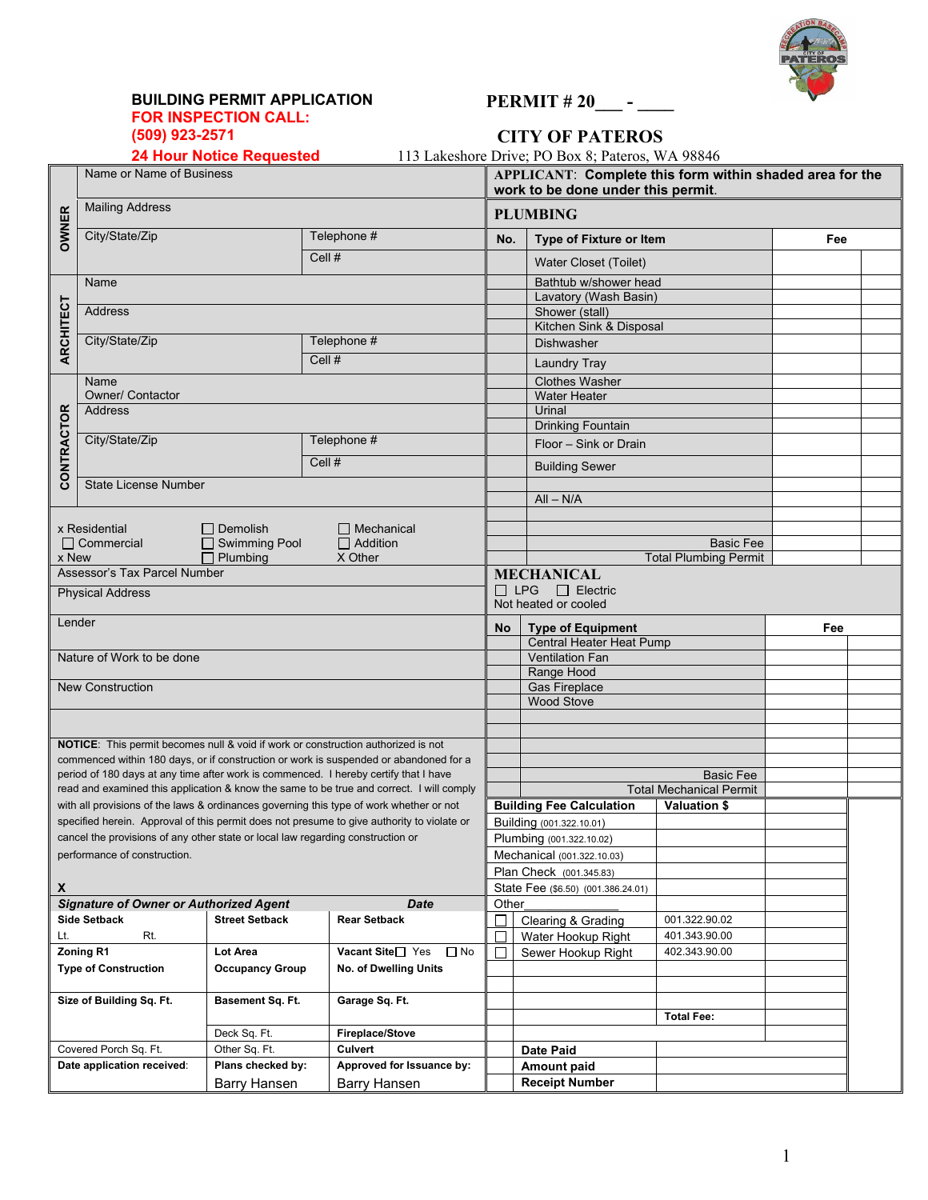**BUILDING PERMIT APPLICATION**

**FOR INSPECTION CALL:**

**(509) 923-2571**

**24 Hour Notice Requested**

# PERMIT # 20___ - ____

## CITY OF PATEROS

113 Lakeshore Drive; PO Box 8; Pateros, WA 98846

**APPLICANT**: **Complete this form within shaded area for the work to be done under this permit.**

| | | |
|---|---|---|
| **OWNER** | Name or Name of Business | |
| | Mailing Address | |
| | City/State/Zip | Telephone # |
| | | Cell # |
| **ARCHITECT** | Name | |
| | Address | |
| | City/State/Zip | Telephone # |
| | | Cell # |
| **CONTRACTOR** | Name<br>Owner/ Contactor | |
| | Address | |
| | City/State/Zip | Telephone # |
| | | Cell # |
| | State License Number | |

x Residential ☐ Demolish ☐ Mechanical
☐ Commercial ☐ Swimming Pool ☐ Addition
x New ☐ Plumbing X Other

Assessor's Tax Parcel Number

Physical Address

Lender

Nature of Work to be done

New Construction

**NOTICE**: This permit becomes null & void if work or construction authorized is not commenced within 180 days, or if construction or work is suspended or abandoned for a period of 180 days at any time after work is commenced. I hereby certify that I have read and examined this application & know the same to be true and correct. I will comply with all provisions of the laws & ordinances governing this type of work whether or not specified herein. Approval of this permit does not presume to give authority to violate or cancel the provisions of any other state or local law regarding construction or performance of construction.

**X**

***Signature of Owner or Authorized Agent*** ***Date***

| | | |
|---|---|---|
| **Side Setback**<br>Lt. Rt. | **Street Setback** | **Rear Setback** |
| **Zoning R1**<br>**Type of Construction** | **Lot Area**<br>**Occupancy Group** | **Vacant Site** ☐ Yes ☐ No<br>**No. of Dwelling Units** |
| **Size of Building Sq. Ft.** | **Basement Sq. Ft.** | **Garage Sq. Ft.** |
| | Deck Sq. Ft. | **Fireplace/Stove** |
| Covered Porch Sq. Ft. | Other Sq. Ft. | **Culvert** |
| **Date application received**: | **Plans checked by:**<br>Barry Hansen | **Approved for Issuance by:**<br>Barry Hansen |

## PLUMBING

| No. | Type of Fixture or Item | Fee | |
|---|---|---|---|
| | Water Closet (Toilet) | | |
| | Bathtub w/shower head | | |
| | Lavatory (Wash Basin) | | |
| | Shower (stall) | | |
| | Kitchen Sink & Disposal | | |
| | Dishwasher | | |
| | Laundry Tray | | |
| | Clothes Washer | | |
| | Water Heater | | |
| | Urinal | | |
| | Drinking Fountain | | |
| | Floor – Sink or Drain | | |
| | Building Sewer | | |
| | | | |
| | All – N/A | | |
| | | | |
| | | | |
| | Basic Fee | | |
| | Total Plumbing Permit | | |

## MECHANICAL

☐ LPG ☐ Electric
Not heated or cooled

| No | Type of Equipment | Fee | |
|---|---|---|---|
| | Central Heater Heat Pump | | |
| | Ventilation Fan | | |
| | Range Hood | | |
| | Gas Fireplace | | |
| | Wood Stove | | |
| | | | |
| | | | |
| | | | |
| | | | |
| | Basic Fee | | |
| | Total Mechanical Permit | | |

| **Building Fee Calculation** | **Valuation $** | | |
|---|---|---|---|
| Building (001.322.10.01) | | | |
| Plumbing (001.322.10.02) | | | |
| Mechanical (001.322.10.03) | | | |
| Plan Check (001.345.83) | | | |
| State Fee ($6.50) (001.386.24.01) | | | |
| Other | | | |
| ☐ Clearing & Grading | 001.322.90.02 | | |
| ☐ Water Hookup Right | 401.343.90.00 | | |
| ☐ Sewer Hookup Right | 402.343.90.00 | | |
| | | | |
| | | | |
| | | | |
| | **Total Fee:** | | |
| **Date Paid** | | | |
| **Amount paid** | | | |
| **Receipt Number** | | | |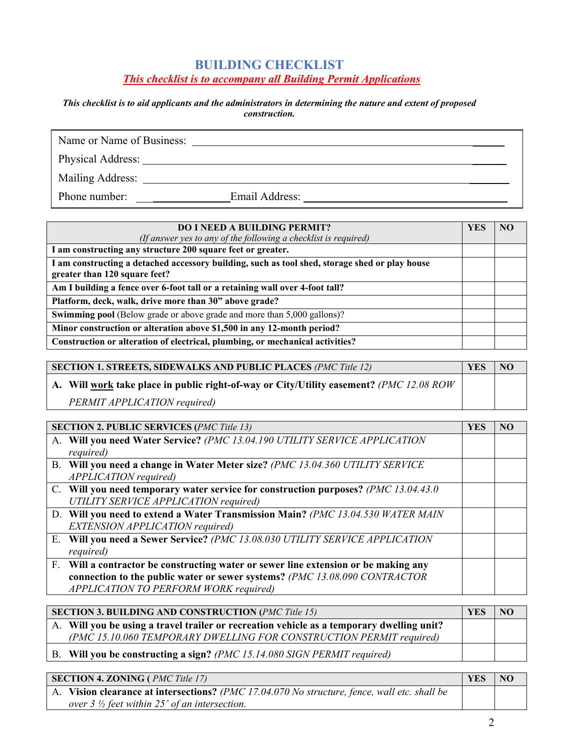# BUILDING CHECKLIST

***This checklist is to accompany all Building Permit Applications***

***This checklist is to aid applicants and the administrators in determining the nature and extent of proposed construction.***

Name or Name of Business: ______________________________

Physical Address: ______________________________

Mailing Address: ______________________________

Phone number: ______________ Email Address: ______________________________

| **DO I NEED A BUILDING PERMIT?** *(If answer yes to any of the following a checklist is required)* | **YES** | **NO** |
|---|---|---|
| **I am constructing any structure 200 square feet or greater.** | | |
| **I am constructing a detached accessory building, such as tool shed, storage shed or play house greater than 120 square feet?** | | |
| **Am I building a fence over 6-foot tall or a retaining wall over 4-foot tall?** | | |
| **Platform, deck, walk, drive more than 30" above grade?** | | |
| **Swimming pool** (Below grade or above grade and more than 5,000 gallons)? | | |
| **Minor construction or alteration above $1,500 in any 12-month period?** | | |
| **Construction or alteration of electrical, plumbing, or mechanical activities?** | | |

| **SECTION 1. STREETS, SIDEWALKS AND PUBLIC PLACES** *(PMC Title 12)* | **YES** | **NO** |
|---|---|---|
| **A. Will work take place in public right-of-way or City/Utility easement?** *(PMC 12.08 ROW PERMIT APPLICATION required)* | | |

| **SECTION 2. PUBLIC SERVICES** *(PMC Title 13)* | **YES** | **NO** |
|---|---|---|
| A. **Will you need Water Service?** *(PMC 13.04.190 UTILITY SERVICE APPLICATION required)* | | |
| B. **Will you need a change in Water Meter size?** *(PMC 13.04.360 UTILITY SERVICE APPLICATION required)* | | |
| C. **Will you need temporary water service for construction purposes?** *(PMC 13.04.43.0 UTILITY SERVICE APPLICATION required)* | | |
| D. **Will you need to extend a Water Transmission Main?** *(PMC 13.04.530 WATER MAIN EXTENSION APPLICATION required)* | | |
| E. **Will you need a Sewer Service?** *(PMC 13.08.030 UTILITY SERVICE APPLICATION required)* | | |
| F. **Will a contractor be constructing water or sewer line extension or be making any connection to the public water or sewer systems?** *(PMC 13.08.090 CONTRACTOR APPLICATION TO PERFORM WORK required)* | | |

| **SECTION 3. BUILDING AND CONSTRUCTION** *(PMC Title 15)* | **YES** | **NO** |
|---|---|---|
| A. **Will you be using a travel trailer or recreation vehicle as a temporary dwelling unit?** *(PMC 15.10.060 TEMPORARY DWELLING FOR CONSTRUCTION PERMIT required)* | | |
| B. **Will you be constructing a sign?** *(PMC 15.14.080 SIGN PERMIT required)* | | |

| **SECTION 4. ZONING** *( PMC Title 17)* | **YES** | **NO** |
|---|---|---|
| A. **Vision clearance at intersections?** *(PMC 17.04.070 No structure, fence, wall etc. shall be over 3 ½ feet within 25' of an intersection.* | | |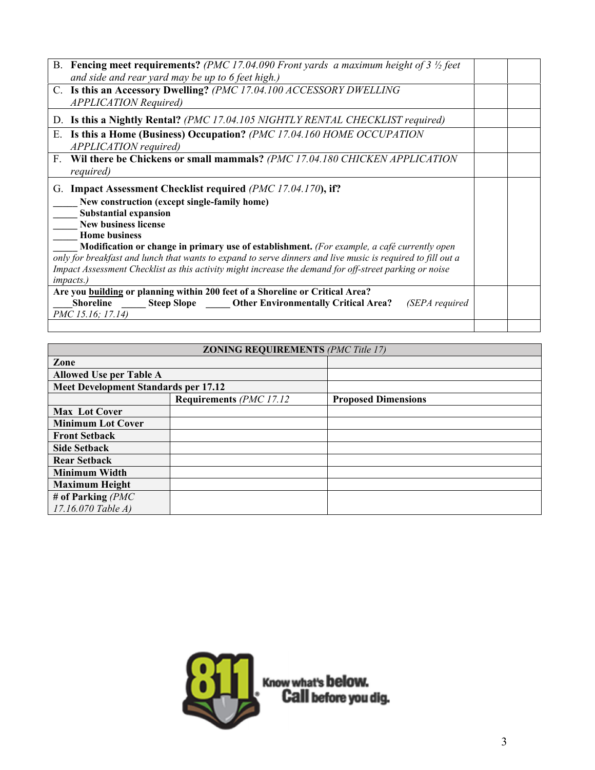| | | |
|---|---|---|
| B. **Fencing meet requirements?** *(PMC 17.04.090 Front yards a maximum height of 3 ½ feet and side and rear yard may be up to 6 feet high.)* | | |
| C. **Is this an Accessory Dwelling?** *(PMC 17.04.100 ACCESSORY DWELLING APPLICATION Required)* | | |
| D. **Is this a Nightly Rental?** *(PMC 17.04.105 NIGHTLY RENTAL CHECKLIST required)* | | |
| E. **Is this a Home (Business) Occupation?** *(PMC 17.04.160 HOME OCCUPATION APPLICATION required)* | | |
| F. **Wil there be Chickens or small mammals?** *(PMC 17.04.180 CHICKEN APPLICATION required)* | | |
| G. **Impact Assessment Checklist required** *(PMC 17.04.170)*, **if?**<br>_____ **New construction (except single-family home)**<br>_____ **Substantial expansion**<br>_____ **New business license**<br>_____ **Home business**<br>_____ **Modification or change in primary use of establishment.** *(For example, a café currently open only for breakfast and lunch that wants to expand to serve dinners and live music is required to fill out a Impact Assessment Checklist as this activity might increase the demand for off-street parking or noise impacts.)* | | |
| **Are you <u>building</u> or planning within 200 feet of a Shoreline or Critical Area?**<br>____**Shoreline** _____ **Steep Slope** _____ **Other Environmentally Critical Area?** *(SEPA required PMC 15.16; 17.14)* | | |
| | | |

| **ZONING REQUIREMENTS** *(PMC Title 17)* | | |
|---|---|---|
| **Zone** | | |
| **Allowed Use per Table A** | | |
| **Meet Development Standards per 17.12** | | |
| | **Requirements** *(PMC 17.12* | **Proposed Dimensions** |
| **Max Lot Cover** | | |
| **Minimum Lot Cover** | | |
| **Front Setback** | | |
| **Side Setback** | | |
| **Rear Setback** | | |
| **Minimum Width** | | |
| **Maximum Height** | | |
| **# of Parking** *(PMC 17.16.070 Table A)* | | |

811 Know what's below. Call before you dig.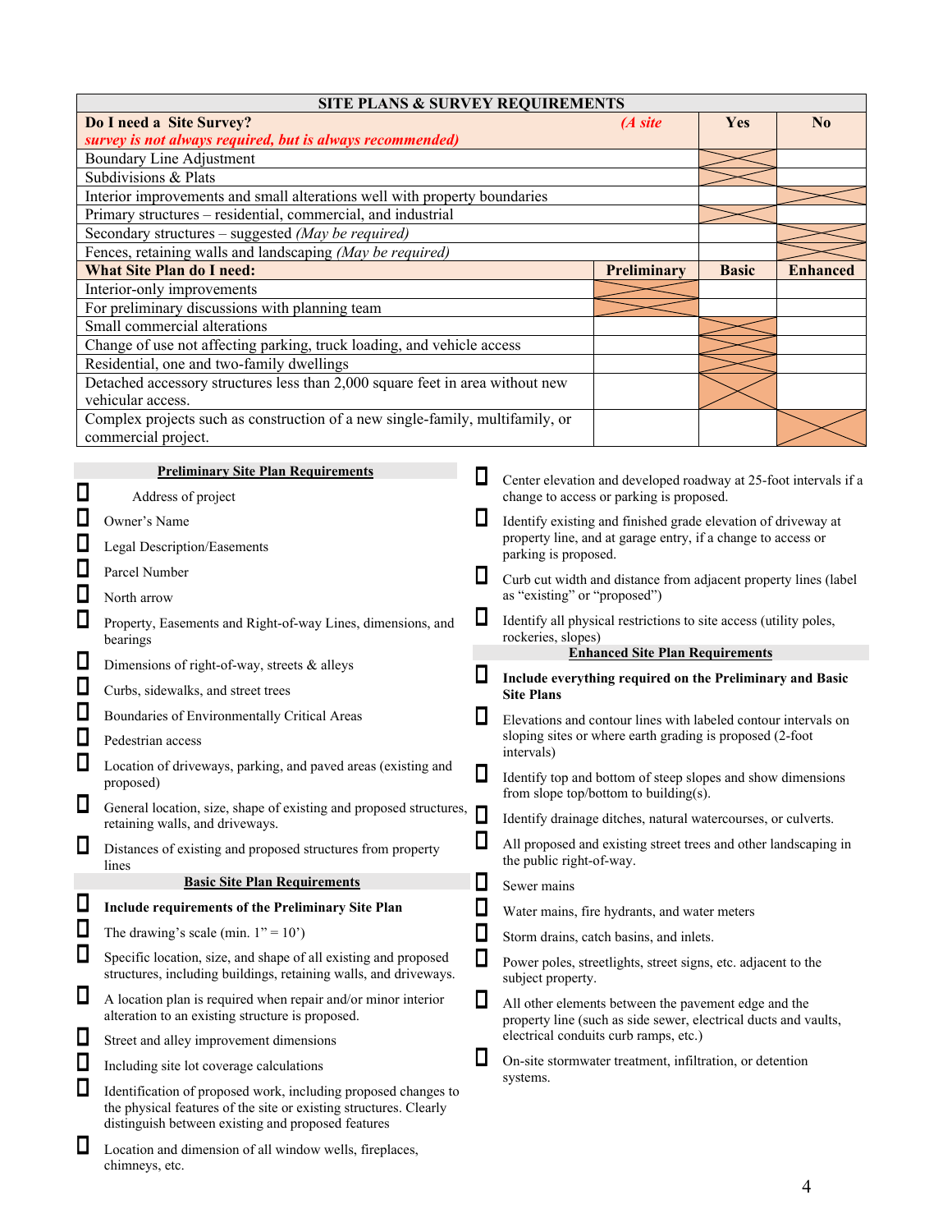| SITE PLANS & SURVEY REQUIREMENTS | | | |
|---|---|---|---|
| **Do I need a Site Survey?** *(A site survey is not always required, but is always recommended)* | | **Yes** | **No** |
| Boundary Line Adjustment | | X | |
| Subdivisions & Plats | | X | |
| Interior improvements and small alterations well with property boundaries | | | X |
| Primary structures – residential, commercial, and industrial | | X | |
| Secondary structures – suggested *(May be required)* | | | X |
| Fences, retaining walls and landscaping *(May be required)* | | | X |
| **What Site Plan do I need:** | **Preliminary** | **Basic** | **Enhanced** |
| Interior-only improvements | X | | |
| For preliminary discussions with planning team | X | | |
| Small commercial alterations | | X | |
| Change of use not affecting parking, truck loading, and vehicle access | | X | |
| Residential, one and two-family dwellings | | X | |
| Detached accessory structures less than 2,000 square feet in area without new vehicular access. | | X | |
| Complex projects such as construction of a new single-family, multifamily, or commercial project. | | | X |

**Preliminary Site Plan Requirements**

- ☐ Address of project
- ☐ Owner's Name
- ☐ Legal Description/Easements
- ☐ Parcel Number
- ☐ North arrow
- ☐ Property, Easements and Right-of-way Lines, dimensions, and bearings
- ☐ Dimensions of right-of-way, streets & alleys
- ☐ Curbs, sidewalks, and street trees
- ☐ Boundaries of Environmentally Critical Areas
- ☐ Pedestrian access
- ☐ Location of driveways, parking, and paved areas (existing and proposed)
- ☐ General location, size, shape of existing and proposed structures, retaining walls, and driveways.
- ☐ Distances of existing and proposed structures from property lines

**Basic Site Plan Requirements**

- ☐ **Include requirements of the Preliminary Site Plan**
- ☐ The drawing's scale (min. 1" = 10')
- ☐ Specific location, size, and shape of all existing and proposed structures, including buildings, retaining walls, and driveways.
- ☐ A location plan is required when repair and/or minor interior alteration to an existing structure is proposed.
- ☐ Street and alley improvement dimensions
- ☐ Including site lot coverage calculations
- ☐ Identification of proposed work, including proposed changes to the physical features of the site or existing structures. Clearly distinguish between existing and proposed features
- ☐ Location and dimension of all window wells, fireplaces, chimneys, etc.
- ☐ Center elevation and developed roadway at 25-foot intervals if a change to access or parking is proposed.
- ☐ Identify existing and finished grade elevation of driveway at property line, and at garage entry, if a change to access or parking is proposed.
- ☐ Curb cut width and distance from adjacent property lines (label as "existing" or "proposed")
- ☐ Identify all physical restrictions to site access (utility poles, rockeries, slopes)

**Enhanced Site Plan Requirements**

- ☐ **Include everything required on the Preliminary and Basic Site Plans**
- ☐ Elevations and contour lines with labeled contour intervals on sloping sites or where earth grading is proposed (2-foot intervals)
- ☐ Identify top and bottom of steep slopes and show dimensions from slope top/bottom to building(s).
- ☐ Identify drainage ditches, natural watercourses, or culverts.
- ☐ All proposed and existing street trees and other landscaping in the public right-of-way.
- ☐ Sewer mains
- ☐ Water mains, fire hydrants, and water meters
- ☐ Storm drains, catch basins, and inlets.
- ☐ Power poles, streetlights, street signs, etc. adjacent to the subject property.
- ☐ All other elements between the pavement edge and the property line (such as side sewer, electrical ducts and vaults, electrical conduits curb ramps, etc.)
- ☐ On-site stormwater treatment, infiltration, or detention systems.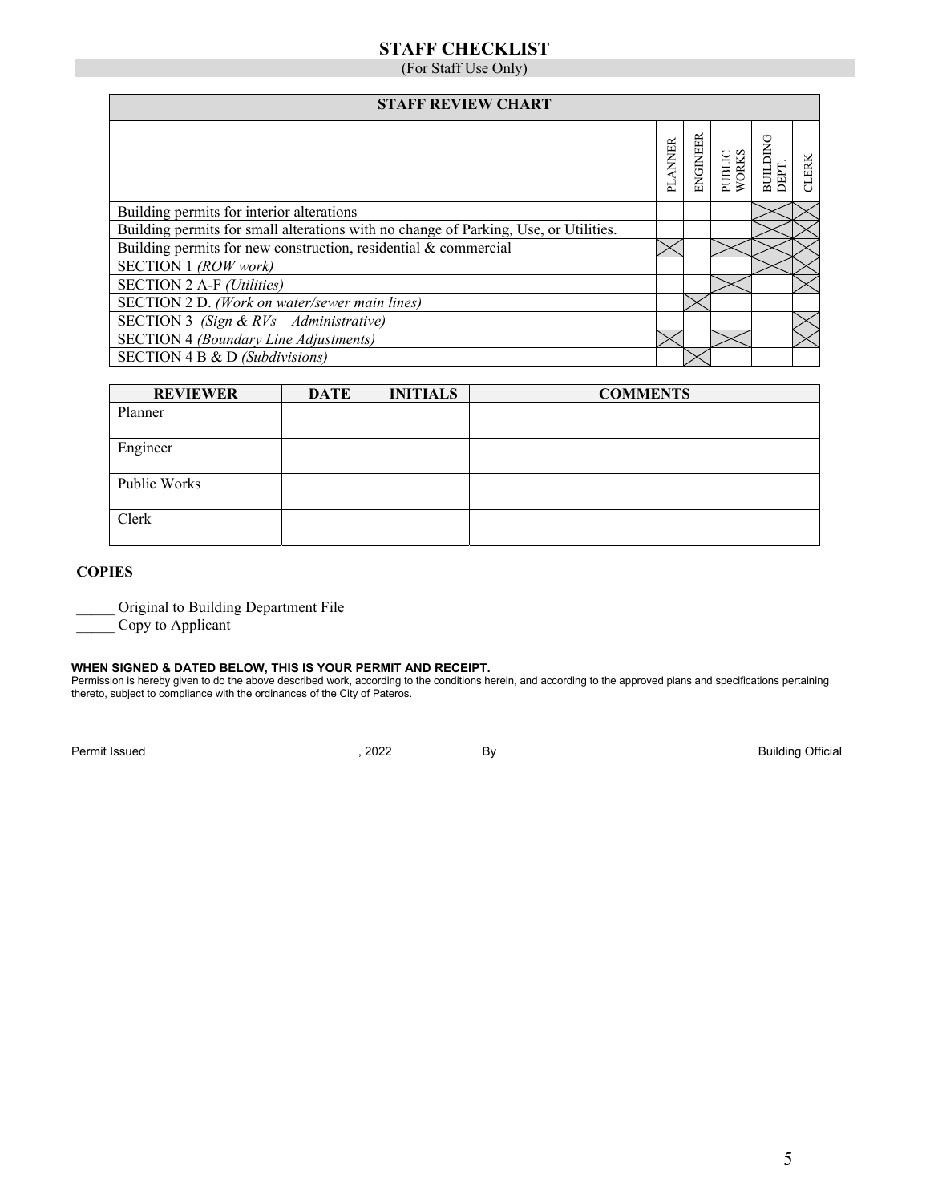# STAFF CHECKLIST

(For Staff Use Only)

| STAFF REVIEW CHART | PLANNER | ENGINEER | PUBLIC WORKS | BUILDING DEPT. | CLERK |
|---|---|---|---|---|---|
| Building permits for interior alterations | | | | X | X |
| Building permits for small alterations with no change of Parking, Use, or Utilities. | | | | X | X |
| Building permits for new construction, residential & commercial | X | | X | X | X |
| SECTION 1 *(ROW work)* | | | | X | X |
| SECTION 2 A-F *(Utilities)* | | | X | | X |
| SECTION 2 D. *(Work on water/sewer main lines)* | | X | | | |
| SECTION 3 *(Sign & RVs – Administrative)* | | | | | X |
| SECTION 4 *(Boundary Line Adjustments)* | X | | X | | X |
| SECTION 4 B & D *(Subdivisions)* | | X | | | |

| REVIEWER | DATE | INITIALS | COMMENTS |
|---|---|---|---|
| Planner | | | |
| Engineer | | | |
| Public Works | | | |
| Clerk | | | |

**COPIES**

_____ Original to Building Department File
_____ Copy to Applicant

**WHEN SIGNED & DATED BELOW, THIS IS YOUR PERMIT AND RECEIPT.**
Permission is hereby given to do the above described work, according to the conditions herein, and according to the approved plans and specifications pertaining thereto, subject to compliance with the ordinances of the City of Pateros.

Permit Issued ______________________, 2022 By ______________________ Building Official